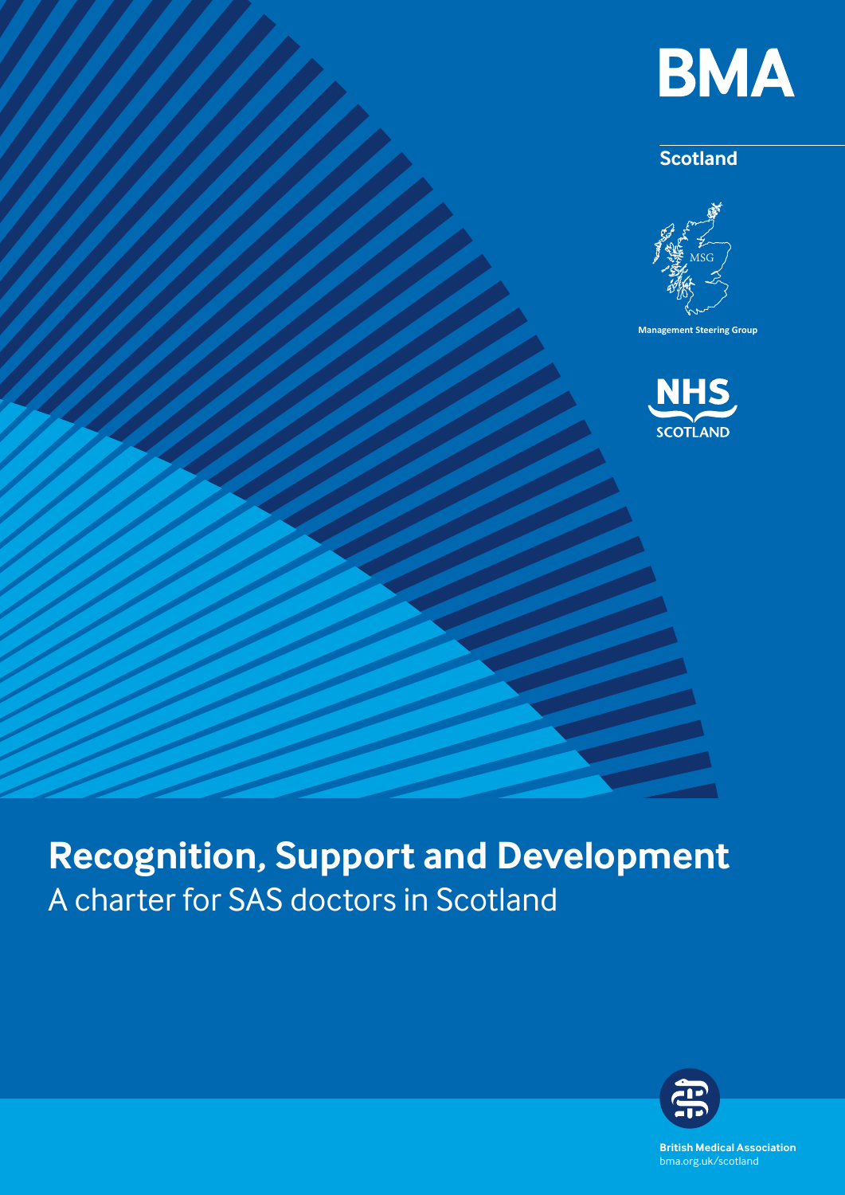BMA

Scotland

Management Steering Group

NHS SCOTLAND

# Recognition, Support and Development

## A charter for SAS doctors in Scotland

British Medical Association
bma.org.uk/scotland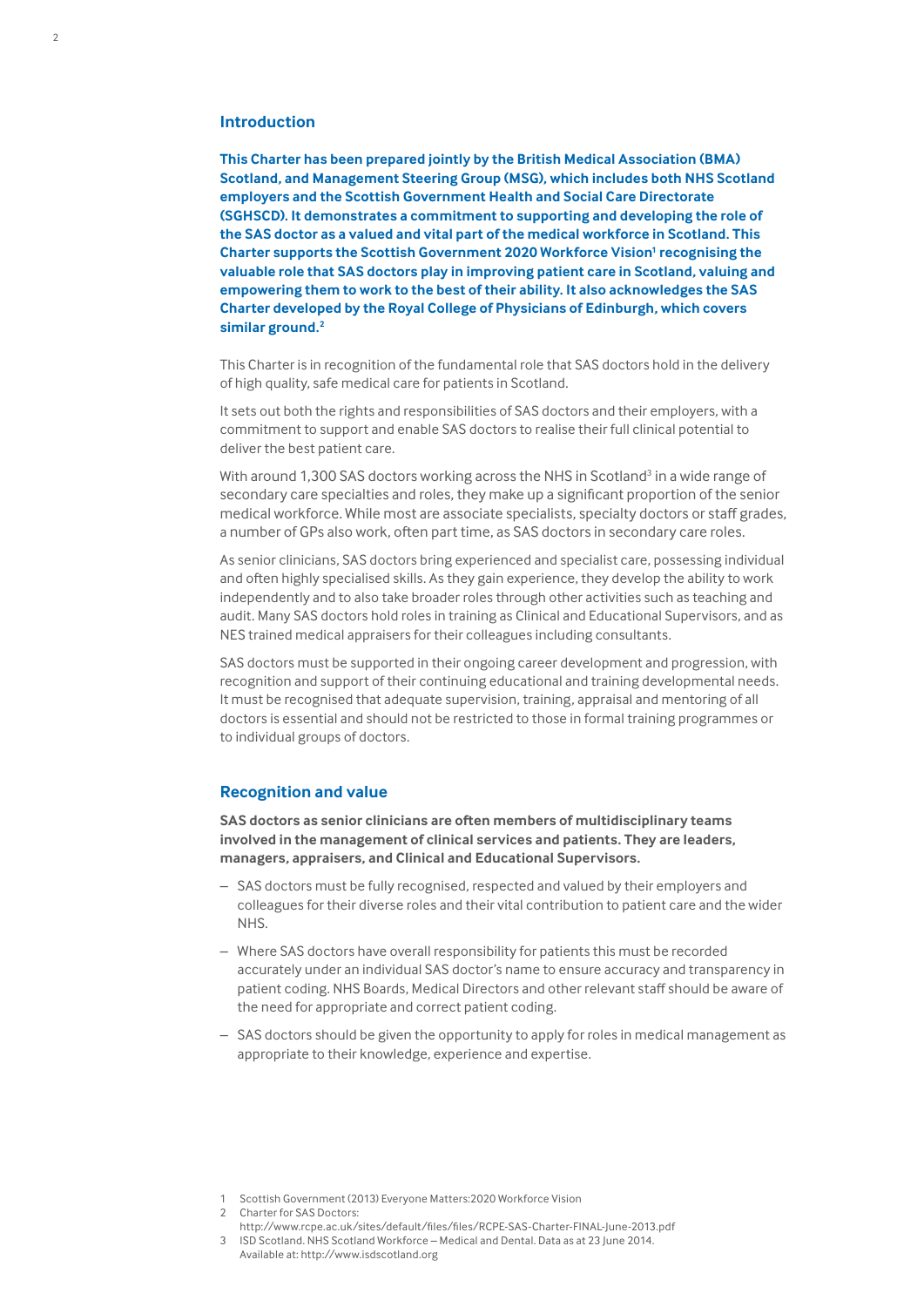## Introduction

**This Charter has been prepared jointly by the British Medical Association (BMA) Scotland, and Management Steering Group (MSG), which includes both NHS Scotland employers and the Scottish Government Health and Social Care Directorate (SGHSCD). It demonstrates a commitment to supporting and developing the role of the SAS doctor as a valued and vital part of the medical workforce in Scotland. This Charter supports the Scottish Government 2020 Workforce Vision[1] recognising the valuable role that SAS doctors play in improving patient care in Scotland, valuing and empowering them to work to the best of their ability. It also acknowledges the SAS Charter developed by the Royal College of Physicians of Edinburgh, which covers similar ground.[2]**

This Charter is in recognition of the fundamental role that SAS doctors hold in the delivery of high quality, safe medical care for patients in Scotland.

It sets out both the rights and responsibilities of SAS doctors and their employers, with a commitment to support and enable SAS doctors to realise their full clinical potential to deliver the best patient care.

With around 1,300 SAS doctors working across the NHS in Scotland[3] in a wide range of secondary care specialties and roles, they make up a significant proportion of the senior medical workforce. While most are associate specialists, specialty doctors or staff grades, a number of GPs also work, often part time, as SAS doctors in secondary care roles.

As senior clinicians, SAS doctors bring experienced and specialist care, possessing individual and often highly specialised skills. As they gain experience, they develop the ability to work independently and to also take broader roles through other activities such as teaching and audit. Many SAS doctors hold roles in training as Clinical and Educational Supervisors, and as NES trained medical appraisers for their colleagues including consultants.

SAS doctors must be supported in their ongoing career development and progression, with recognition and support of their continuing educational and training developmental needs. It must be recognised that adequate supervision, training, appraisal and mentoring of all doctors is essential and should not be restricted to those in formal training programmes or to individual groups of doctors.

## Recognition and value

**SAS doctors as senior clinicians are often members of multidisciplinary teams involved in the management of clinical services and patients. They are leaders, managers, appraisers, and Clinical and Educational Supervisors.**

- SAS doctors must be fully recognised, respected and valued by their employers and colleagues for their diverse roles and their vital contribution to patient care and the wider NHS.
- Where SAS doctors have overall responsibility for patients this must be recorded accurately under an individual SAS doctor's name to ensure accuracy and transparency in patient coding. NHS Boards, Medical Directors and other relevant staff should be aware of the need for appropriate and correct patient coding.
- SAS doctors should be given the opportunity to apply for roles in medical management as appropriate to their knowledge, experience and expertise.

1 Scottish Government (2013) Everyone Matters:2020 Workforce Vision

2 Charter for SAS Doctors: http://www.rcpe.ac.uk/sites/default/files/files/RCPE-SAS-Charter-FINAL-June-2013.pdf

3 ISD Scotland. NHS Scotland Workforce – Medical and Dental. Data as at 23 June 2014. Available at: http://www.isdscotland.org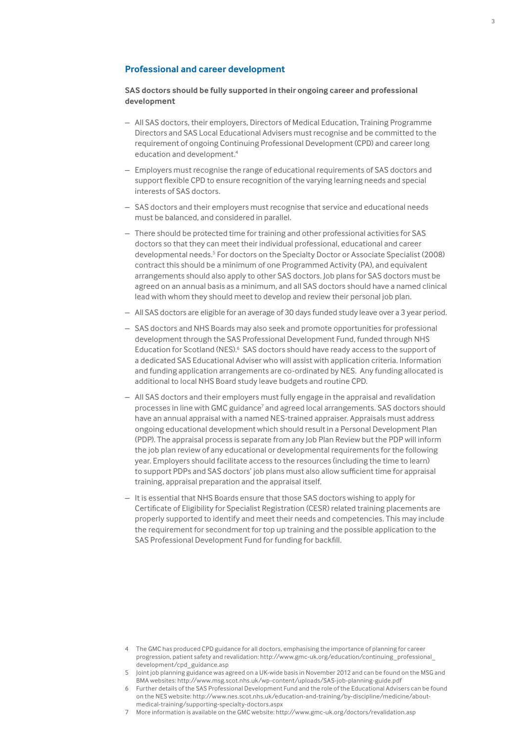## Professional and career development

**SAS doctors should be fully supported in their ongoing career and professional development**

- All SAS doctors, their employers, Directors of Medical Education, Training Programme Directors and SAS Local Educational Advisers must recognise and be committed to the requirement of ongoing Continuing Professional Development (CPD) and career long education and development.[4]
- Employers must recognise the range of educational requirements of SAS doctors and support flexible CPD to ensure recognition of the varying learning needs and special interests of SAS doctors.
- SAS doctors and their employers must recognise that service and educational needs must be balanced, and considered in parallel.
- There should be protected time for training and other professional activities for SAS doctors so that they can meet their individual professional, educational and career developmental needs.[5] For doctors on the Specialty Doctor or Associate Specialist (2008) contract this should be a minimum of one Programmed Activity (PA), and equivalent arrangements should also apply to other SAS doctors. Job plans for SAS doctors must be agreed on an annual basis as a minimum, and all SAS doctors should have a named clinical lead with whom they should meet to develop and review their personal job plan.
- All SAS doctors are eligible for an average of 30 days funded study leave over a 3 year period.
- SAS doctors and NHS Boards may also seek and promote opportunities for professional development through the SAS Professional Development Fund, funded through NHS Education for Scotland (NES).[6] SAS doctors should have ready access to the support of a dedicated SAS Educational Adviser who will assist with application criteria. Information and funding application arrangements are co-ordinated by NES. Any funding allocated is additional to local NHS Board study leave budgets and routine CPD.
- All SAS doctors and their employers must fully engage in the appraisal and revalidation processes in line with GMC guidance[7] and agreed local arrangements. SAS doctors should have an annual appraisal with a named NES-trained appraiser. Appraisals must address ongoing educational development which should result in a Personal Development Plan (PDP). The appraisal process is separate from any Job Plan Review but the PDP will inform the job plan review of any educational or developmental requirements for the following year. Employers should facilitate access to the resources (including the time to learn) to support PDPs and SAS doctors' job plans must also allow sufficient time for appraisal training, appraisal preparation and the appraisal itself.
- It is essential that NHS Boards ensure that those SAS doctors wishing to apply for Certificate of Eligibility for Specialist Registration (CESR) related training placements are properly supported to identify and meet their needs and competencies. This may include the requirement for secondment for top up training and the possible application to the SAS Professional Development Fund for funding for backfill.

---

4 The GMC has produced CPD guidance for all doctors, emphasising the importance of planning for career progression, patient safety and revalidation: http://www.gmc-uk.org/education/continuing_professional_development/cpd_guidance.asp

5 Joint job planning guidance was agreed on a UK-wide basis in November 2012 and can be found on the MSG and BMA websites: http://www.msg.scot.nhs.uk/wp-content/uploads/SAS-job-planning-guide.pdf

6 Further details of the SAS Professional Development Fund and the role of the Educational Advisers can be found on the NES website: http://www.nes.scot.nhs.uk/education-and-training/by-discipline/medicine/about-medical-training/supporting-specialty-doctors.aspx

7 More information is available on the GMC website: http://www.gmc-uk.org/doctors/revalidation.asp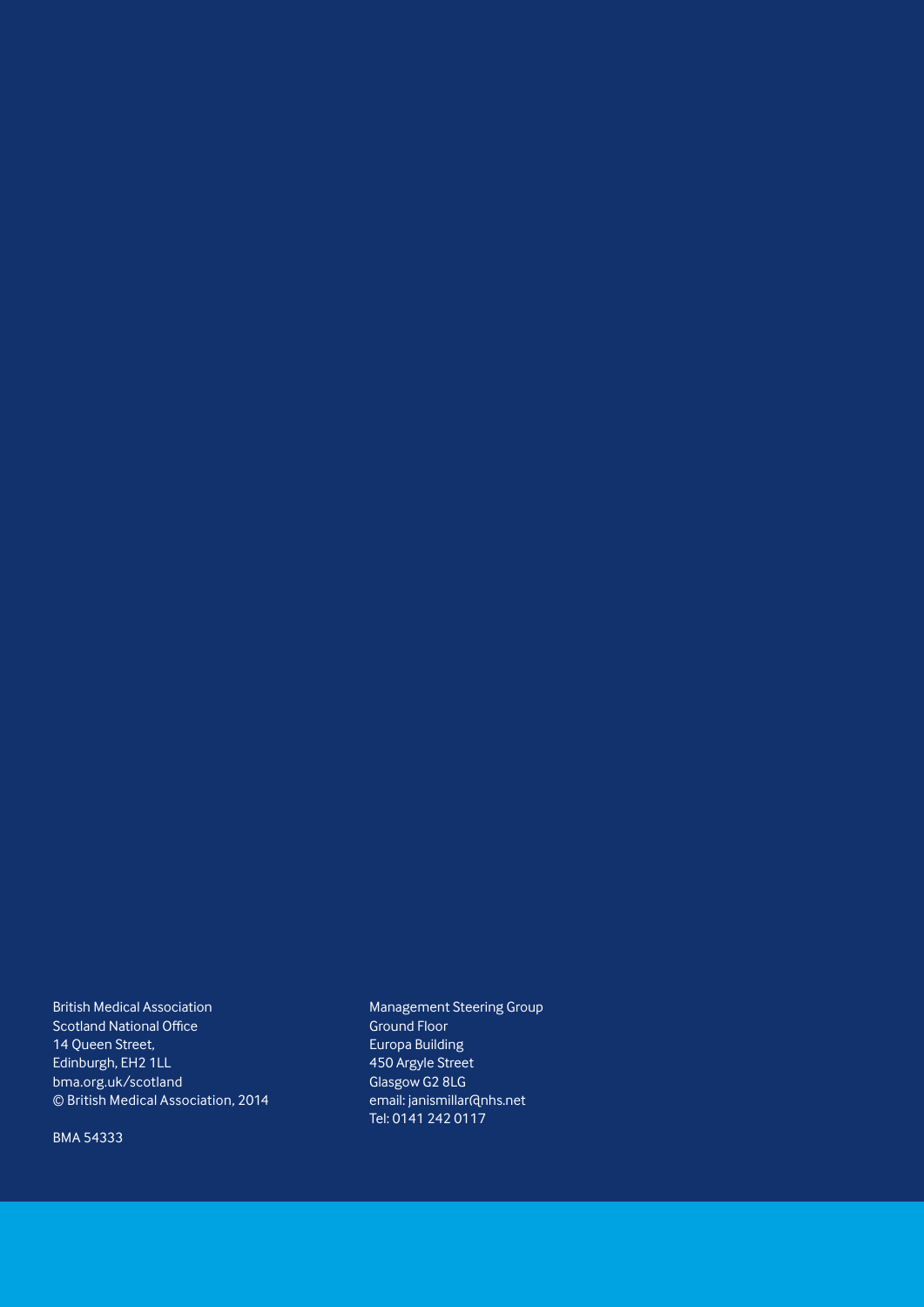British Medical Association
Scotland National Office
14 Queen Street,
Edinburgh, EH2 1LL
bma.org.uk/scotland
© British Medical Association, 2014

BMA 54333

Management Steering Group
Ground Floor
Europa Building
450 Argyle Street
Glasgow G2 8LG
email: janismillar@nhs.net
Tel: 0141 242 0117